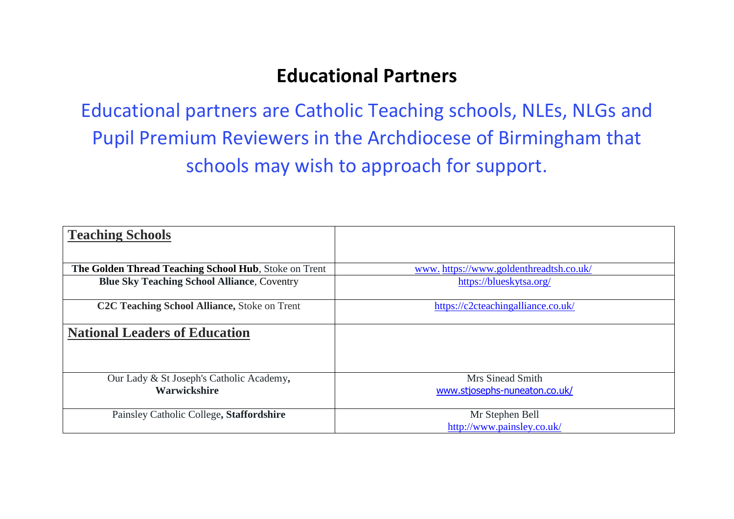# Educational Partners

Educational partners are Catholic Teaching schools, NLEs, NLGs and Pupil Premium Reviewers in the Archdiocese of Birmingham that schools may wish to approach for support.

| **Teaching Schools** | |
|---|---|
| **The Golden Thread Teaching School Hub**, Stoke on Trent | www. https://www.goldenthreadtsh.co.uk/ |
| **Blue Sky Teaching School Alliance**, Coventry | https://blueskytsa.org/ |
| **C2C Teaching School Alliance,** Stoke on Trent | https://c2cteachingalliance.co.uk/ |
| **National Leaders of Education** | |
| Our Lady & St Joseph's Catholic Academy**, Warwickshire** | Mrs Sinead Smith www.stjosephs-nuneaton.co.uk/ |
| Painsley Catholic College**, Staffordshire** | Mr Stephen Bell http://www.painsley.co.uk/ |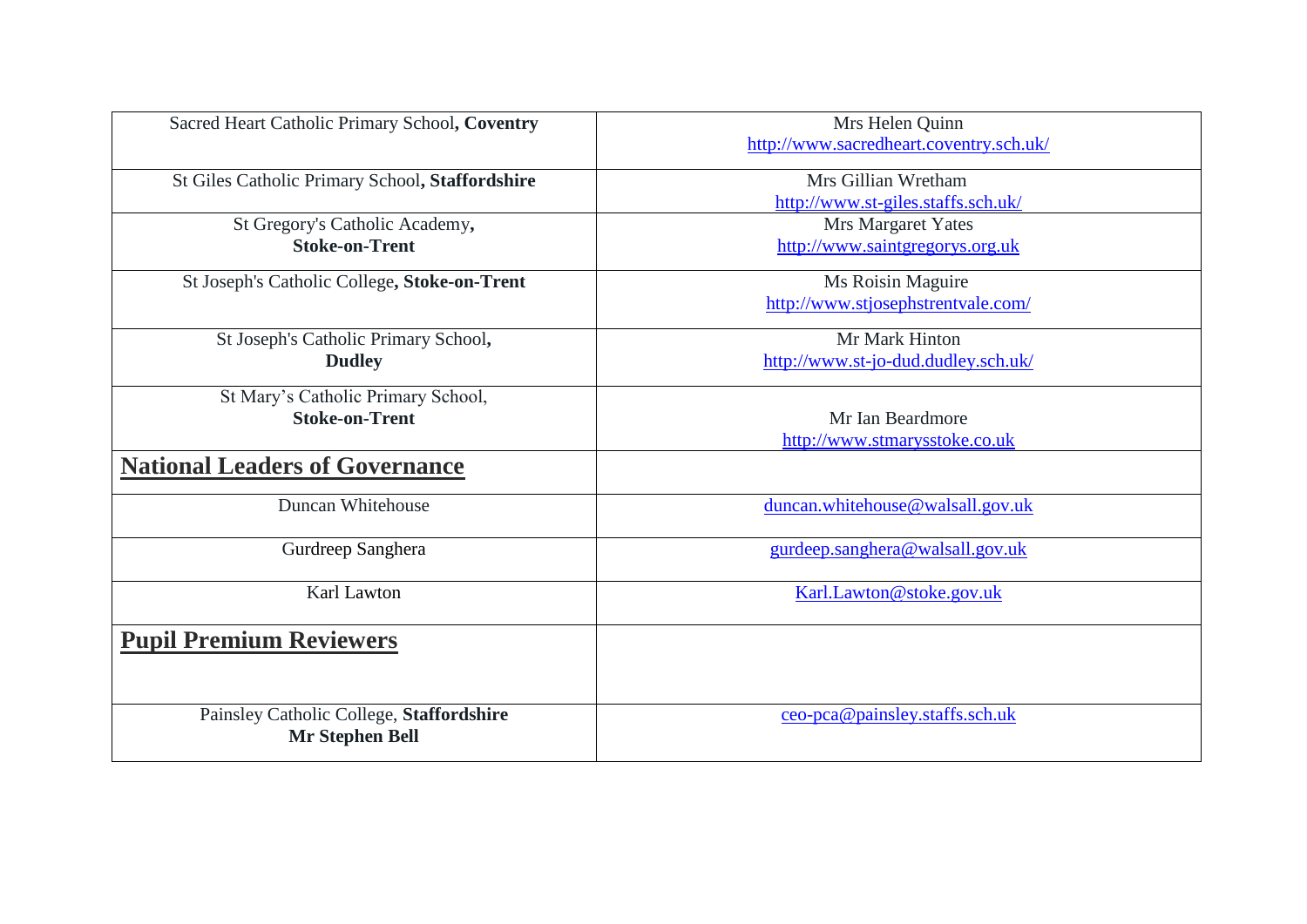| | |
|---|---|
| Sacred Heart Catholic Primary School**, Coventry** | Mrs Helen Quinn<br>http://www.sacredheart.coventry.sch.uk/ |
| St Giles Catholic Primary School**, Staffordshire** | Mrs Gillian Wretham<br>http://www.st-giles.staffs.sch.uk/ |
| St Gregory's Catholic Academy**,**<br>**Stoke-on-Trent** | Mrs Margaret Yates<br>http://www.saintgregorys.org.uk |
| St Joseph's Catholic College**, Stoke-on-Trent** | Ms Roisin Maguire<br>http://www.stjosephstrentvale.com/ |
| St Joseph's Catholic Primary School**,**<br>**Dudley** | Mr Mark Hinton<br>http://www.st-jo-dud.dudley.sch.uk/ |
| St Mary's Catholic Primary School,<br>**Stoke-on-Trent** | Mr Ian Beardmore<br>http://www.stmarysstoke.co.uk |
| **National Leaders of Governance** | |
| Duncan Whitehouse | duncan.whitehouse@walsall.gov.uk |
| Gurdreep Sanghera | gurdeep.sanghera@walsall.gov.uk |
| Karl Lawton | Karl.Lawton@stoke.gov.uk |
| **Pupil Premium Reviewers** | |
| Painsley Catholic College, **Staffordshire**<br>**Mr Stephen Bell** | ceo-pca@painsley.staffs.sch.uk |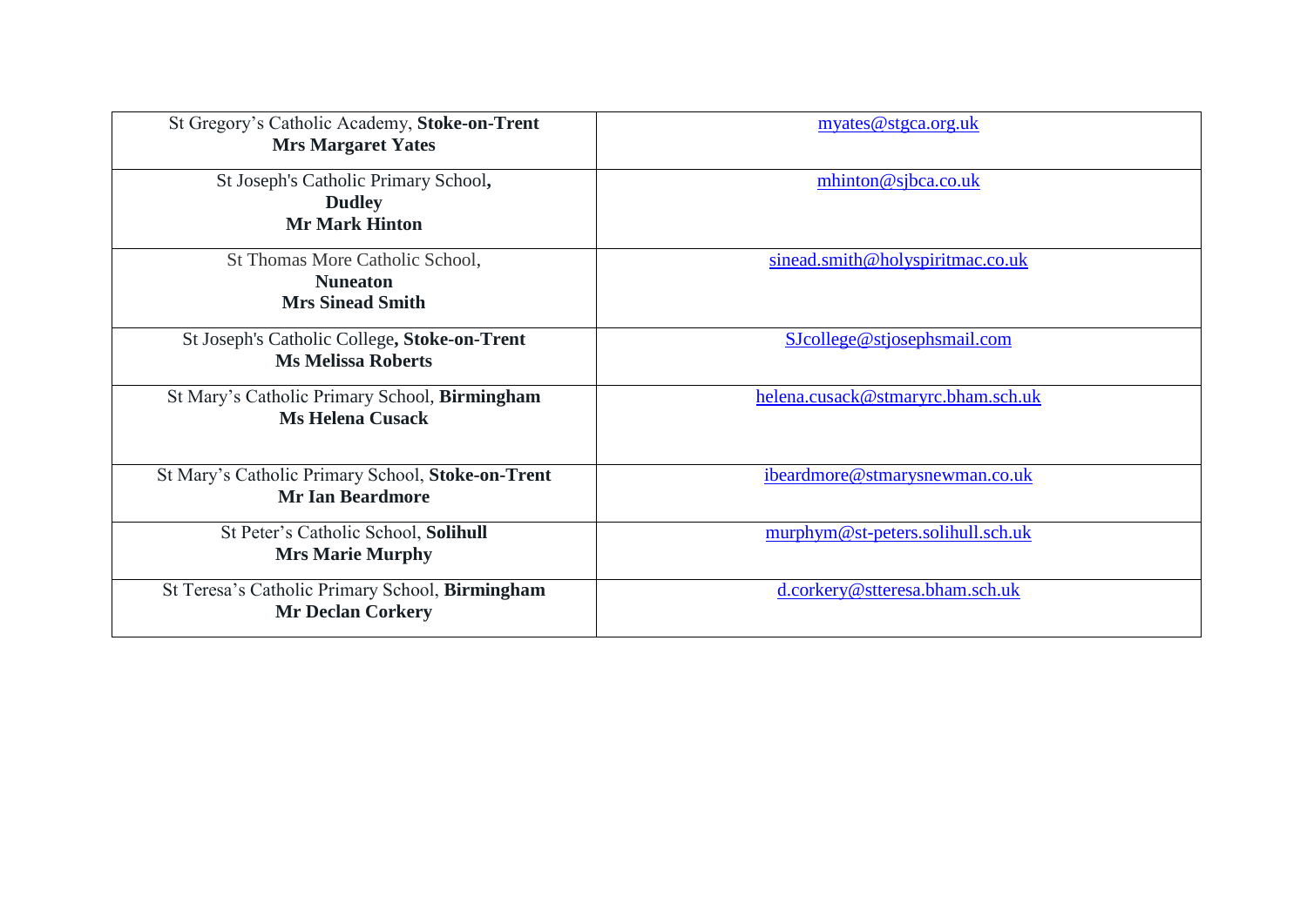| | |
|---|---|
| St Gregory's Catholic Academy, **Stoke-on-Trent**<br>**Mrs Margaret Yates** | myates@stgca.org.uk |
| St Joseph's Catholic Primary School**,**<br>**Dudley**<br>**Mr Mark Hinton** | mhinton@sjbca.co.uk |
| St Thomas More Catholic School,<br>**Nuneaton**<br>**Mrs Sinead Smith** | sinead.smith@holyspiritmac.co.uk |
| St Joseph's Catholic College**, Stoke-on-Trent**<br>**Ms Melissa Roberts** | SJcollege@stjosephsmail.com |
| St Mary's Catholic Primary School, **Birmingham**<br>**Ms Helena Cusack** | helena.cusack@stmaryrc.bham.sch.uk |
| St Mary's Catholic Primary School, **Stoke-on-Trent**<br>**Mr Ian Beardmore** | ibeardmore@stmarysnewman.co.uk |
| St Peter's Catholic School, **Solihull**<br>**Mrs Marie Murphy** | murphym@st-peters.solihull.sch.uk |
| St Teresa's Catholic Primary School, **Birmingham**<br>**Mr Declan Corkery** | d.corkery@stteresa.bham.sch.uk |